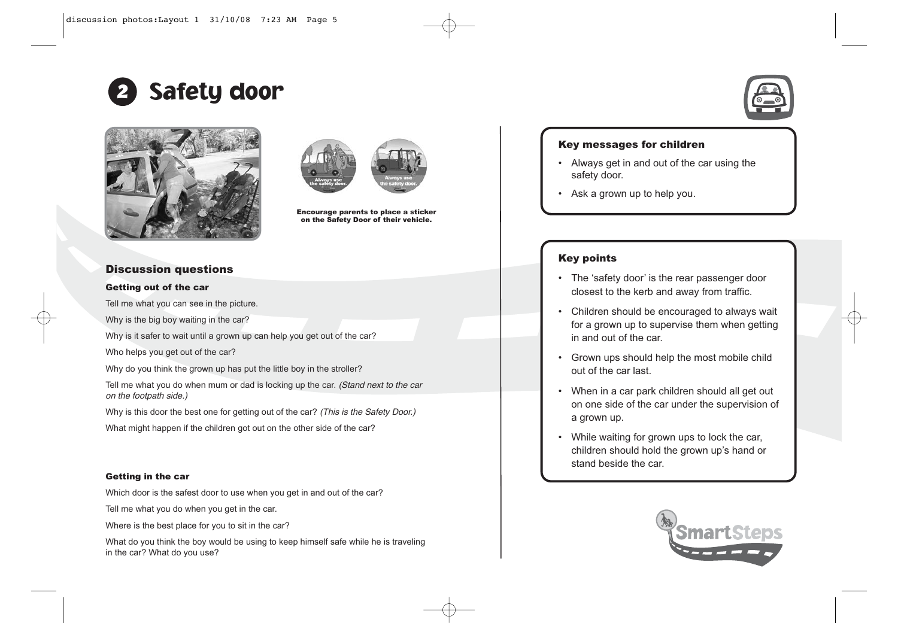# 2 Safety door

Encourage parents to place a sticker on the Safety Door of their vehicle.

## Discussion questions

### Getting out of the car

Tell me what you can see in the picture.

Why is the big boy waiting in the car?

Why is it safer to wait until a grown up can help you get out of the car?

Who helps you get out of the car?

Why do you think the grown up has put the little boy in the stroller?

Tell me what you do when mum or dad is locking up the car. *(Stand next to the car on the footpath side.)*

Why is this door the best one for getting out of the car? *(This is the Safety Door.)*

What might happen if the children got out on the other side of the car?

### Getting in the car

Which door is the safest door to use when you get in and out of the car?

Tell me what you do when you get in the car.

Where is the best place for you to sit in the car?

What do you think the boy would be using to keep himself safe while he is traveling in the car? What do you use?

## Key messages for children

- Always get in and out of the car using the safety door.
- Ask a grown up to help you.

## Key points

- The 'safety door' is the rear passenger door closest to the kerb and away from traffic.
- Children should be encouraged to always wait for a grown up to supervise them when getting in and out of the car.
- Grown ups should help the most mobile child out of the car last.
- When in a car park children should all get out on one side of the car under the supervision of a grown up.
- While waiting for grown ups to lock the car, children should hold the grown up's hand or stand beside the car.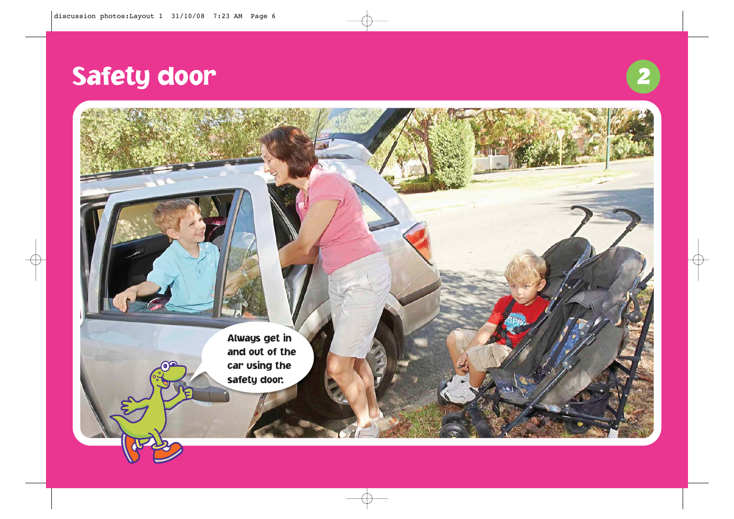# Safety door

Always get in and out of the car using the safety door.